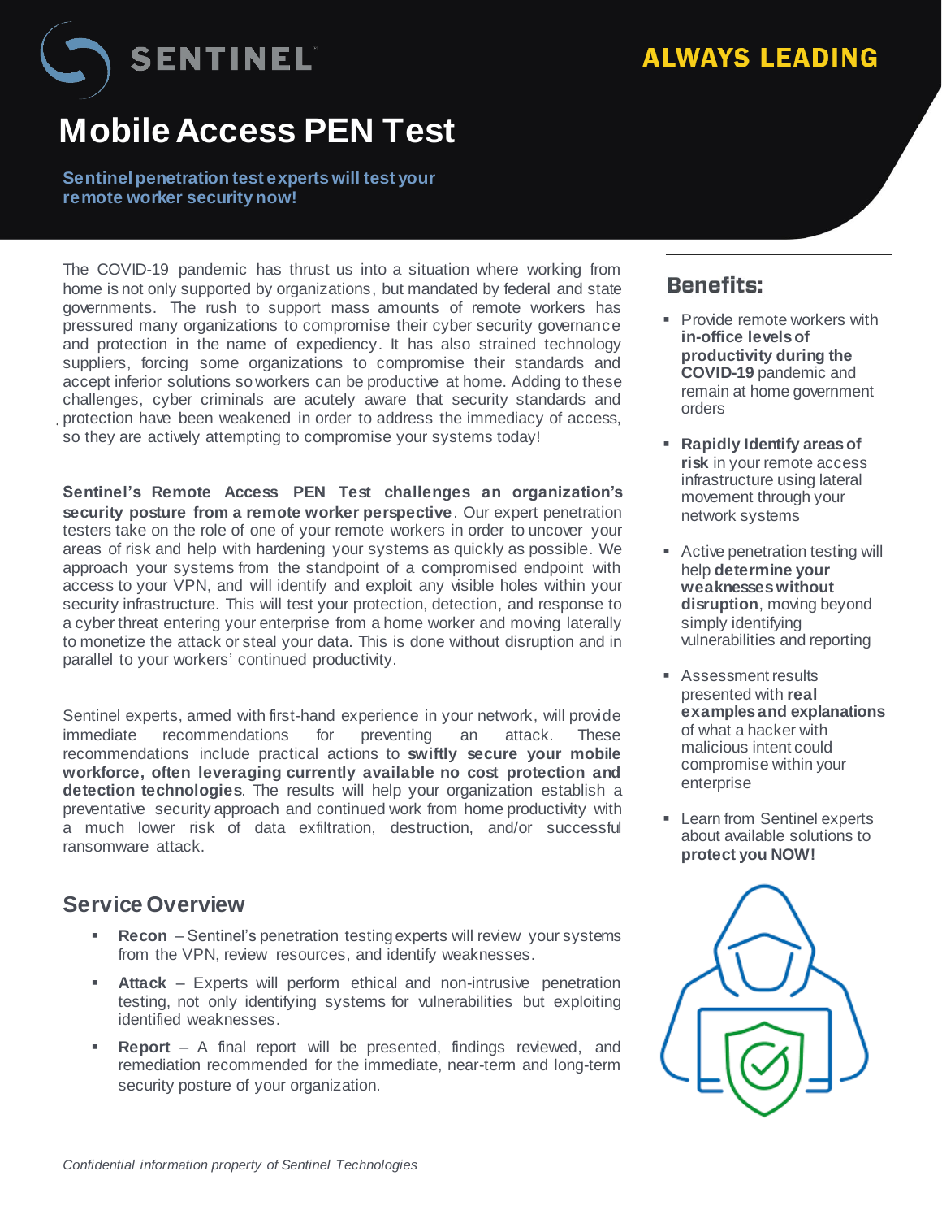SENTINEL

ALWAYS LEADING

# Mobile Access PEN Test

**Sentinel penetration test experts will test your remote worker security now!**

The COVID-19 pandemic has thrust us into a situation where working from home is not only supported by organizations, but mandated by federal and state governments. The rush to support mass amounts of remote workers has pressured many organizations to compromise their cyber security governance and protection in the name of expediency. It has also strained technology suppliers, forcing some organizations to compromise their standards and accept inferior solutions so workers can be productive at home. Adding to these challenges, cyber criminals are acutely aware that security standards and protection have been weakened in order to address the immediacy of access, so they are actively attempting to compromise your systems today!

**Sentinel's Remote Access PEN Test challenges an organization's security posture from a remote worker perspective**. Our expert penetration testers take on the role of one of your remote workers in order to uncover your areas of risk and help with hardening your systems as quickly as possible. We approach your systems from the standpoint of a compromised endpoint with access to your VPN, and will identify and exploit any visible holes within your security infrastructure. This will test your protection, detection, and response to a cyber threat entering your enterprise from a home worker and moving laterally to monetize the attack or steal your data. This is done without disruption and in parallel to your workers' continued productivity.

Sentinel experts, armed with first-hand experience in your network, will provide immediate recommendations for preventing an attack. These recommendations include practical actions to **swiftly secure your mobile workforce, often leveraging currently available no cost protection and detection technologies**. The results will help your organization establish a preventative security approach and continued work from home productivity with a much lower risk of data exfiltration, destruction, and/or successful ransomware attack.

## Service Overview

- **Recon** – Sentinel's penetration testing experts will review your systems from the VPN, review resources, and identify weaknesses.
- **Attack** – Experts will perform ethical and non-intrusive penetration testing, not only identifying systems for vulnerabilities but exploiting identified weaknesses.
- **Report** – A final report will be presented, findings reviewed, and remediation recommended for the immediate, near-term and long-term security posture of your organization.

## Benefits:

- Provide remote workers with **in-office levels of productivity during the COVID-19** pandemic and remain at home government orders
- **Rapidly Identify areas of risk** in your remote access infrastructure using lateral movement through your network systems
- Active penetration testing will help **determine your weaknesses without disruption**, moving beyond simply identifying vulnerabilities and reporting
- Assessment results presented with **real examples and explanations** of what a hacker with malicious intent could compromise within your enterprise
- Learn from Sentinel experts about available solutions to **protect you NOW!**

*Confidential information property of Sentinel Technologies*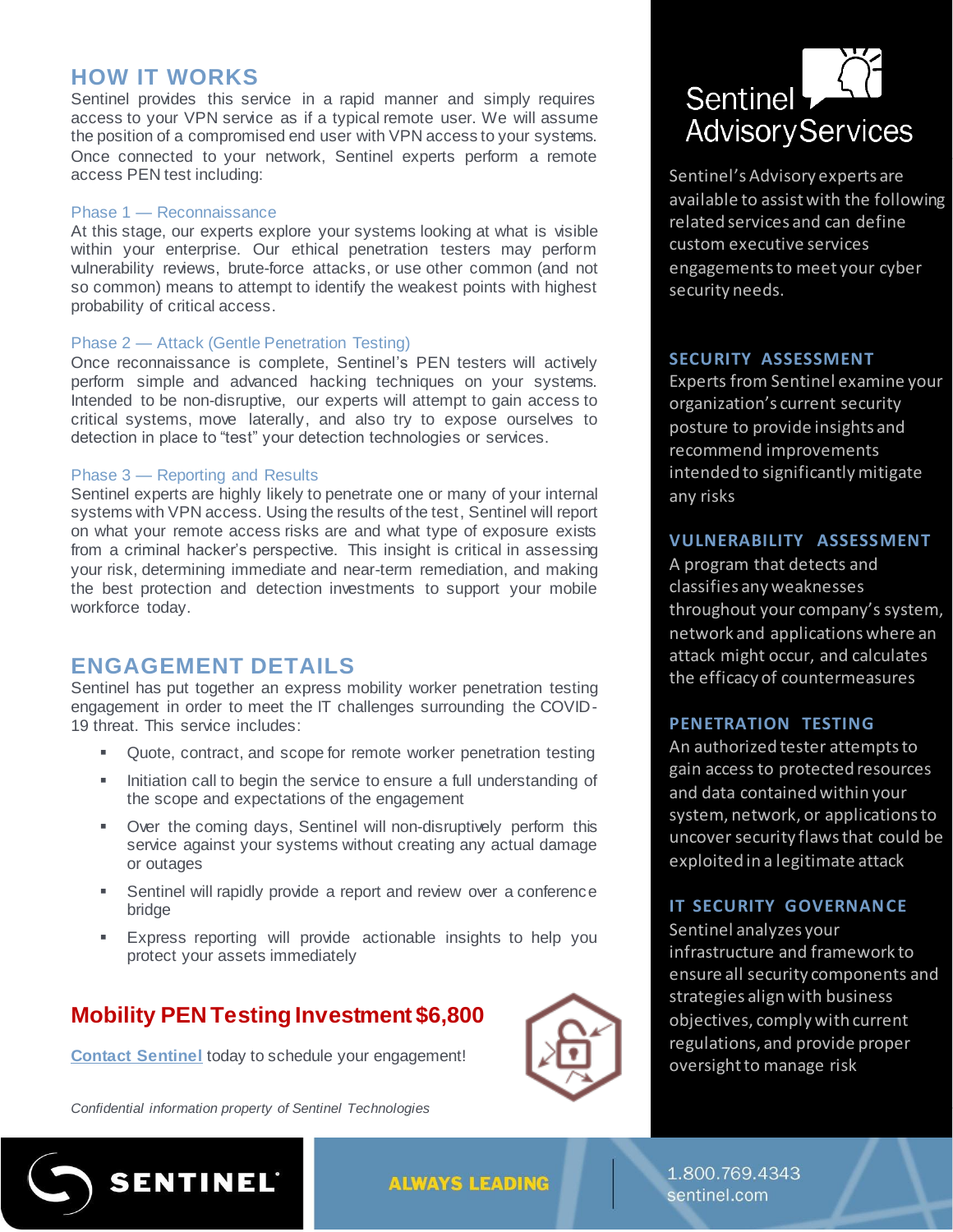## HOW IT WORKS

Sentinel provides this service in a rapid manner and simply requires access to your VPN service as if a typical remote user. We will assume the position of a compromised end user with VPN access to your systems. Once connected to your network, Sentinel experts perform a remote access PEN test including:

### Phase 1 — Reconnaissance

At this stage, our experts explore your systems looking at what is visible within your enterprise. Our ethical penetration testers may perform vulnerability reviews, brute-force attacks, or use other common (and not so common) means to attempt to identify the weakest points with highest probability of critical access.

### Phase 2 — Attack (Gentle Penetration Testing)

Once reconnaissance is complete, Sentinel's PEN testers will actively perform simple and advanced hacking techniques on your systems. Intended to be non-disruptive, our experts will attempt to gain access to critical systems, move laterally, and also try to expose ourselves to detection in place to "test" your detection technologies or services.

### Phase 3 — Reporting and Results

Sentinel experts are highly likely to penetrate one or many of your internal systems with VPN access. Using the results of the test, Sentinel will report on what your remote access risks are and what type of exposure exists from a criminal hacker's perspective. This insight is critical in assessing your risk, determining immediate and near-term remediation, and making the best protection and detection investments to support your mobile workforce today.

## ENGAGEMENT DETAILS

Sentinel has put together an express mobility worker penetration testing engagement in order to meet the IT challenges surrounding the COVID-19 threat. This service includes:

- Quote, contract, and scope for remote worker penetration testing
- Initiation call to begin the service to ensure a full understanding of the scope and expectations of the engagement
- Over the coming days, Sentinel will non-disruptively perform this service against your systems without creating any actual damage or outages
- Sentinel will rapidly provide a report and review over a conference bridge
- Express reporting will provide actionable insights to help you protect your assets immediately

## Mobility PEN Testing Investment $6,800

Contact Sentinel today to schedule your engagement!

*Confidential information property of Sentinel Technologies*

## Sentinel Advisory Services

Sentinel's Advisory experts are available to assist with the following related services and can define custom executive services engagements to meet your cyber security needs.

### SECURITY ASSESSMENT

Experts from Sentinel examine your organization's current security posture to provide insights and recommend improvements intended to significantly mitigate any risks

### VULNERABILITY ASSESSMENT

A program that detects and classifies any weaknesses throughout your company's system, network and applications where an attack might occur, and calculates the efficacy of countermeasures

### PENETRATION TESTING

An authorized tester attempts to gain access to protected resources and data contained within your system, network, or applications to uncover security flaws that could be exploited in a legitimate attack

### IT SECURITY GOVERNANCE

Sentinel analyzes your infrastructure and framework to ensure all security components and strategies align with business objectives, comply with current regulations, and provide proper oversight to manage risk

SENTINEL

ALWAYS LEADING

1.800.769.4343
sentinel.com